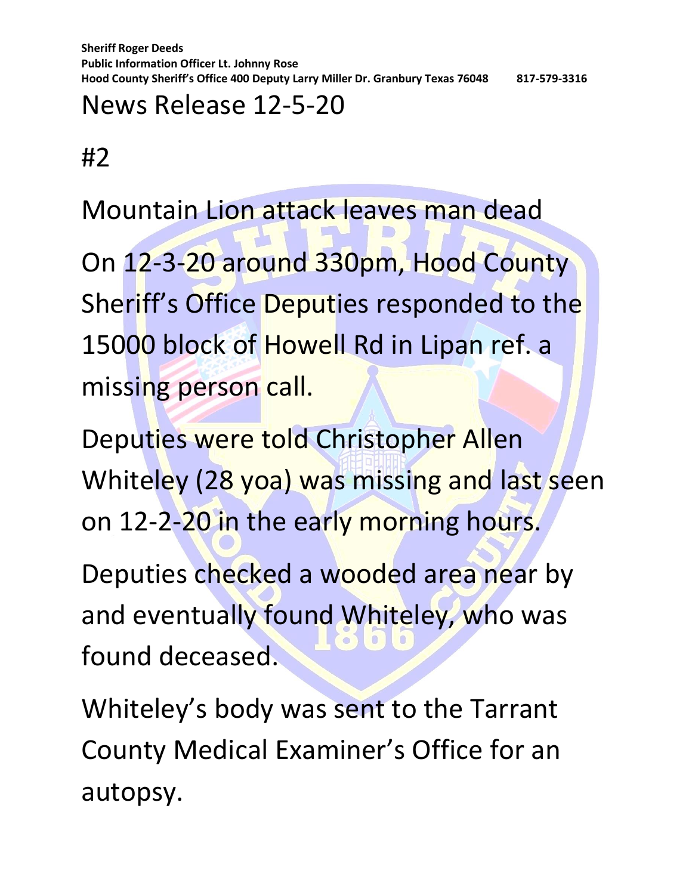**Sheriff Roger Deeds**
**Public Information Officer Lt. Johnny Rose**
**Hood County Sheriff's Office 400 Deputy Larry Miller Dr. Granbury Texas 76048 817-579-3316**

# News Release 12-5-20

#2

Mountain Lion attack leaves man dead

On 12-3-20 around 330pm, Hood County Sheriff's Office Deputies responded to the 15000 block of Howell Rd in Lipan ref. a missing person call.

Deputies were told Christopher Allen Whiteley (28 yoa) was missing and last seen on 12-2-20 in the early morning hours.

Deputies checked a wooded area near by and eventually found Whiteley, who was found deceased.

Whiteley's body was sent to the Tarrant County Medical Examiner's Office for an autopsy.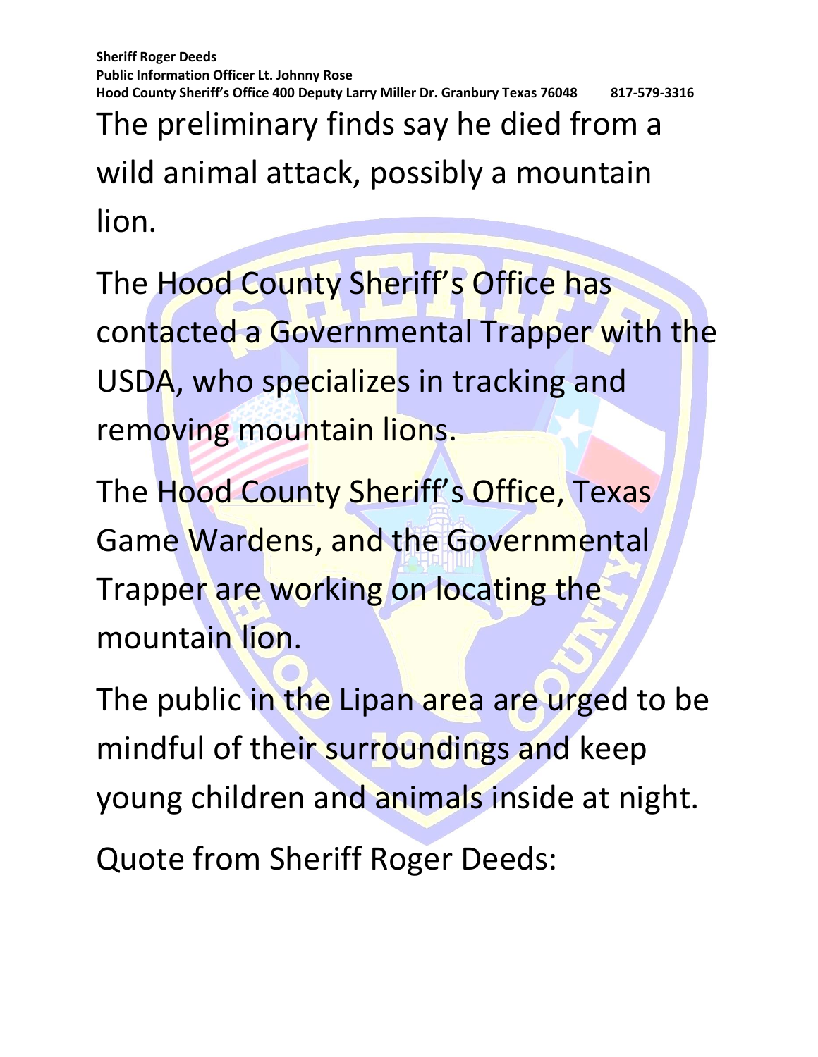The preliminary finds say he died from a wild animal attack, possibly a mountain lion.

The Hood County Sheriff's Office has contacted a Governmental Trapper with the USDA, who specializes in tracking and removing mountain lions.

The Hood County Sheriff's Office, Texas Game Wardens, and the Governmental Trapper are working on locating the mountain lion.

The public in the Lipan area are urged to be mindful of their surroundings and keep young children and animals inside at night.

Quote from Sheriff Roger Deeds: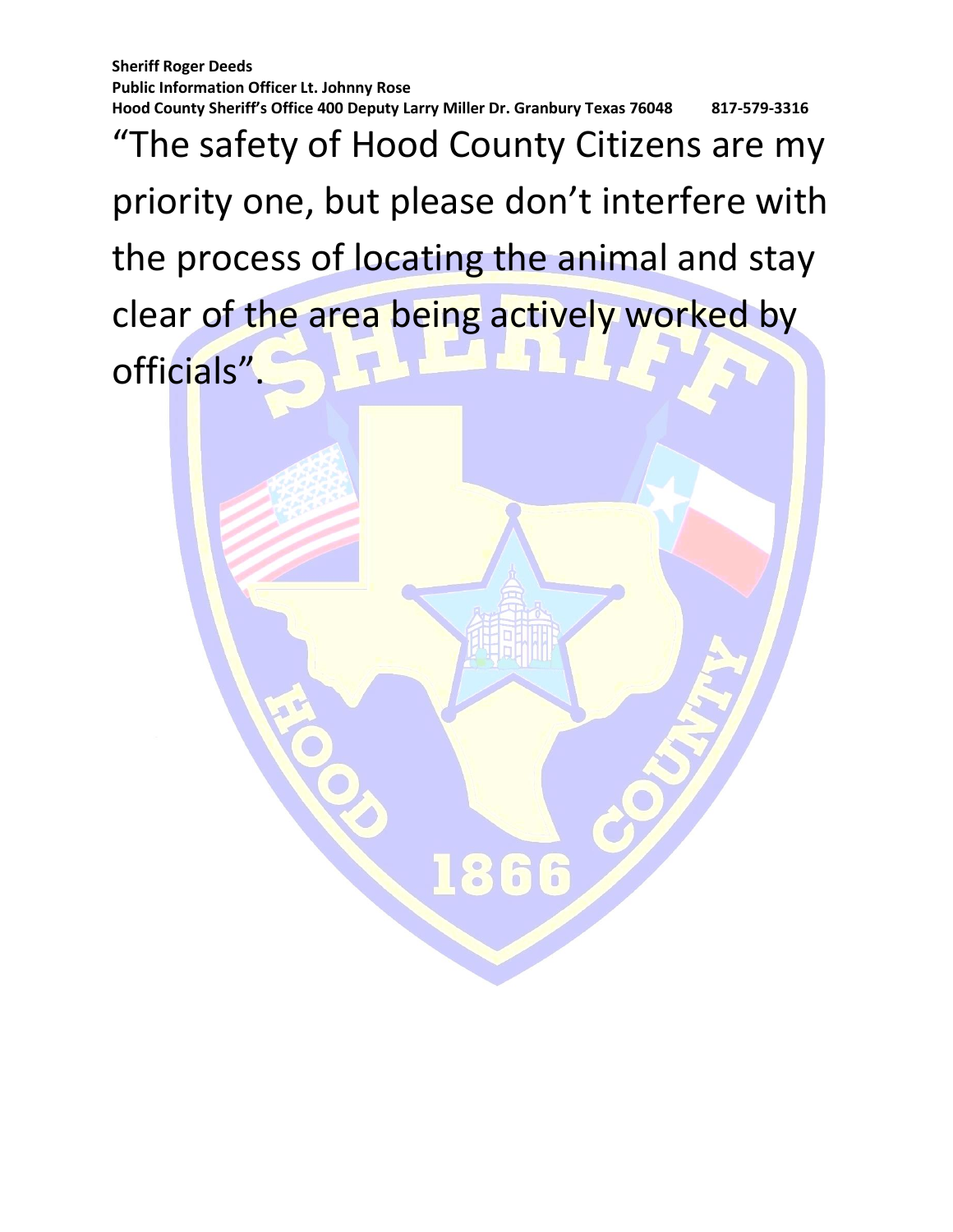**Sheriff Roger Deeds**
**Public Information Officer Lt. Johnny Rose**
**Hood County Sheriff's Office 400 Deputy Larry Miller Dr. Granbury Texas 76048 817-579-3316**

"The safety of Hood County Citizens are my priority one, but please don't interfere with the process of locating the animal and stay clear of the area being actively worked by officials".